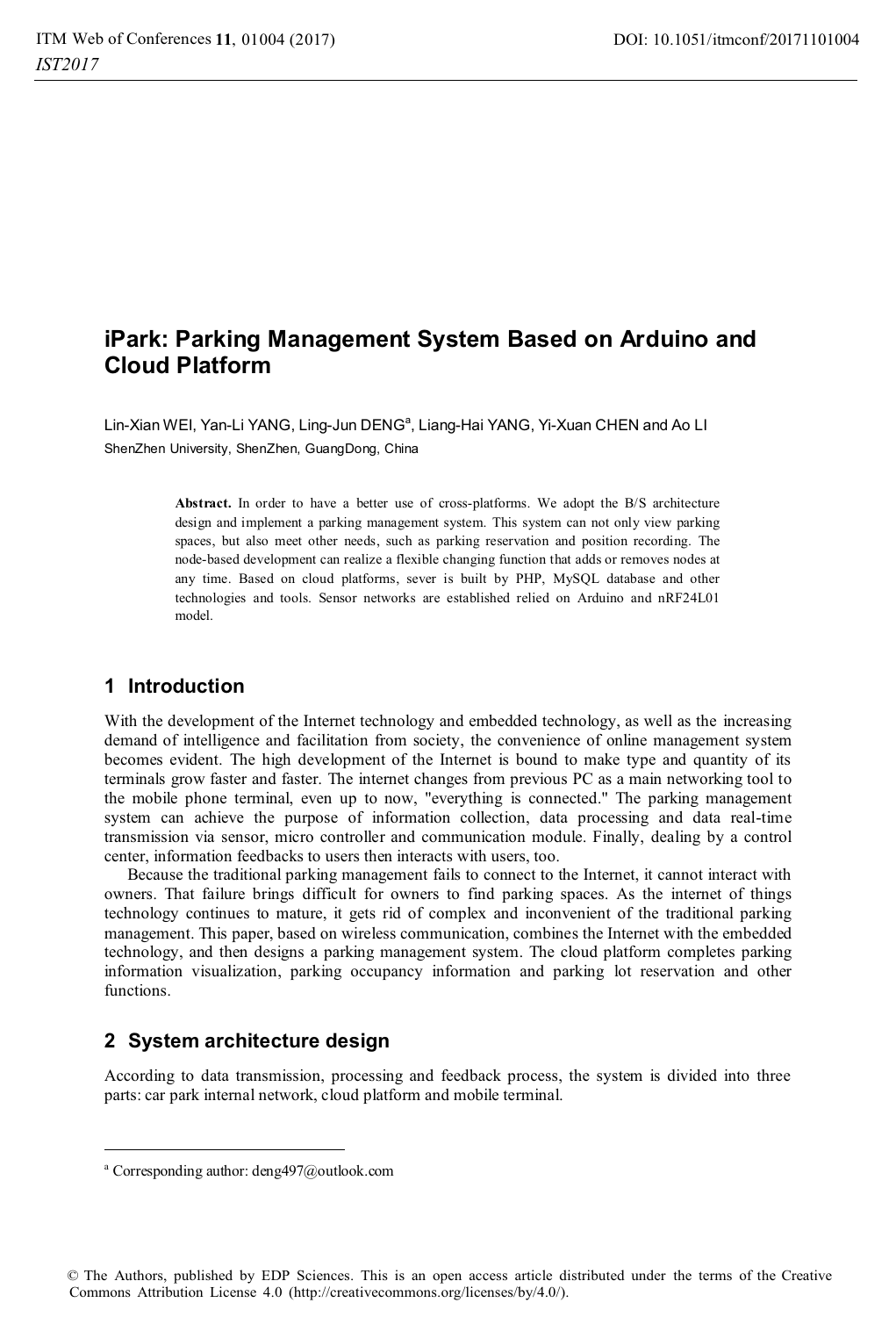# iPark: Parking Management System Based on Arduino and Cloud Platform

Lin-Xian WEI, Yan-Li YANG, Ling-Jun DENG[a], Liang-Hai YANG, Yi-Xuan CHEN and Ao LI

ShenZhen University, ShenZhen, GuangDong, China

**Abstract.** In order to have a better use of cross-platforms. We adopt the B/S architecture design and implement a parking management system. This system can not only view parking spaces, but also meet other needs, such as parking reservation and position recording. The node-based development can realize a flexible changing function that adds or removes nodes at any time. Based on cloud platforms, sever is built by PHP, MySQL database and other technologies and tools. Sensor networks are established relied on Arduino and nRF24L01 model.

## 1 Introduction

With the development of the Internet technology and embedded technology, as well as the increasing demand of intelligence and facilitation from society, the convenience of online management system becomes evident. The high development of the Internet is bound to make type and quantity of its terminals grow faster and faster. The internet changes from previous PC as a main networking tool to the mobile phone terminal, even up to now, "everything is connected." The parking management system can achieve the purpose of information collection, data processing and data real-time transmission via sensor, micro controller and communication module. Finally, dealing by a control center, information feedbacks to users then interacts with users, too.

Because the traditional parking management fails to connect to the Internet, it cannot interact with owners. That failure brings difficult for owners to find parking spaces. As the internet of things technology continues to mature, it gets rid of complex and inconvenient of the traditional parking management. This paper, based on wireless communication, combines the Internet with the embedded technology, and then designs a parking management system. The cloud platform completes parking information visualization, parking occupancy information and parking lot reservation and other functions.

## 2 System architecture design

According to data transmission, processing and feedback process, the system is divided into three parts: car park internal network, cloud platform and mobile terminal.

[a] Corresponding author: deng497@outlook.com

© The Authors, published by EDP Sciences. This is an open access article distributed under the terms of the Creative Commons Attribution License 4.0 (http://creativecommons.org/licenses/by/4.0/).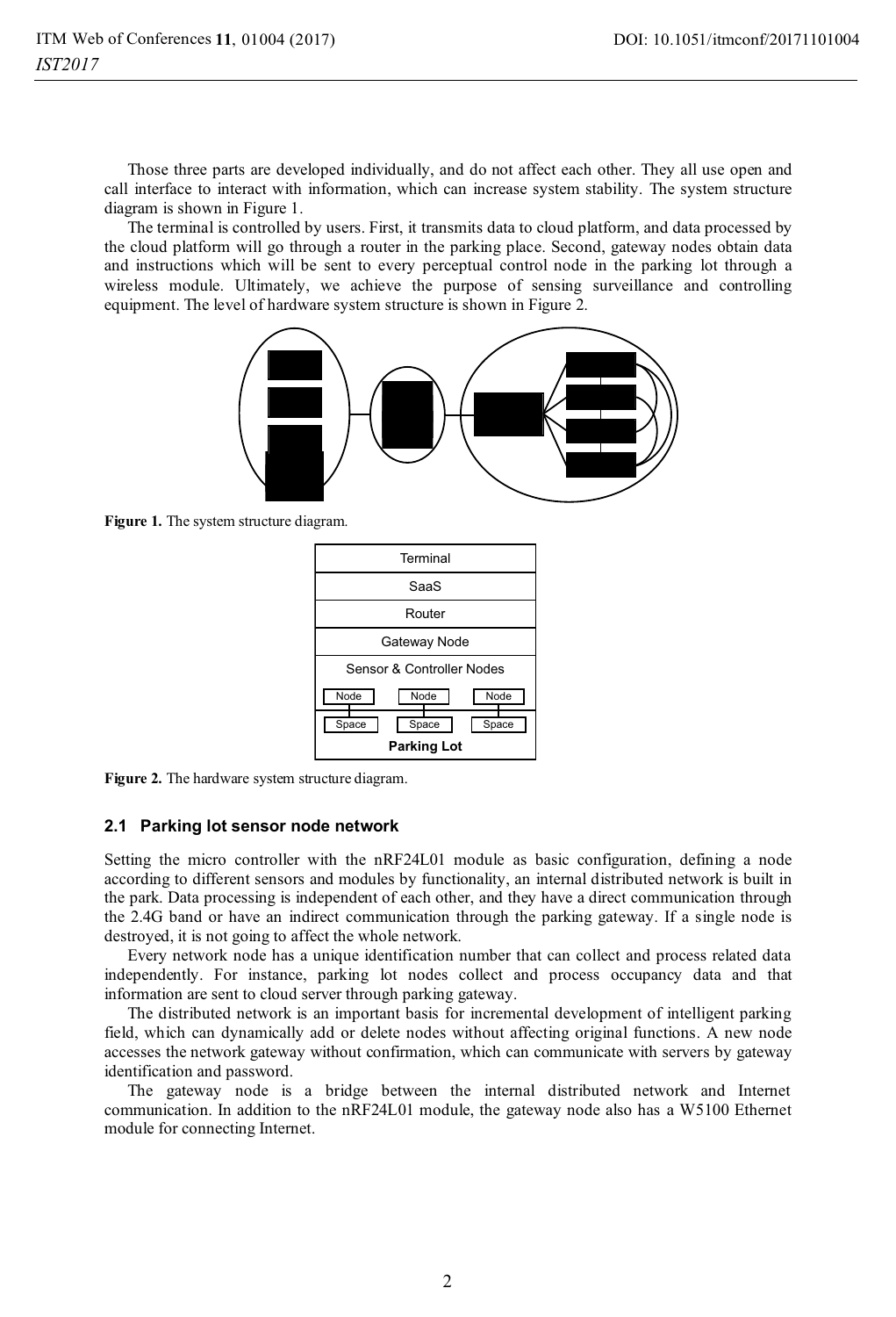Those three parts are developed individually, and do not affect each other. They all use open and call interface to interact with information, which can increase system stability. The system structure diagram is shown in Figure 1.

The terminal is controlled by users. First, it transmits data to cloud platform, and data processed by the cloud platform will go through a router in the parking place. Second, gateway nodes obtain data and instructions which will be sent to every perceptual control node in the parking lot through a wireless module. Ultimately, we achieve the purpose of sensing surveillance and controlling equipment. The level of hardware system structure is shown in Figure 2.

**Figure 1.** The system structure diagram.

| Terminal |
|---|
| SaaS |
| Router |
| Gateway Node |
| Sensor & Controller Nodes |
| Node · Node · Node |
| Space · Space · Space |
| **Parking Lot** |

**Figure 2.** The hardware system structure diagram.

### 2.1 Parking lot sensor node network

Setting the micro controller with the nRF24L01 module as basic configuration, defining a node according to different sensors and modules by functionality, an internal distributed network is built in the park. Data processing is independent of each other, and they have a direct communication through the 2.4G band or have an indirect communication through the parking gateway. If a single node is destroyed, it is not going to affect the whole network.

Every network node has a unique identification number that can collect and process related data independently. For instance, parking lot nodes collect and process occupancy data and that information are sent to cloud server through parking gateway.

The distributed network is an important basis for incremental development of intelligent parking field, which can dynamically add or delete nodes without affecting original functions. A new node accesses the network gateway without confirmation, which can communicate with servers by gateway identification and password.

The gateway node is a bridge between the internal distributed network and Internet communication. In addition to the nRF24L01 module, the gateway node also has a W5100 Ethernet module for connecting Internet.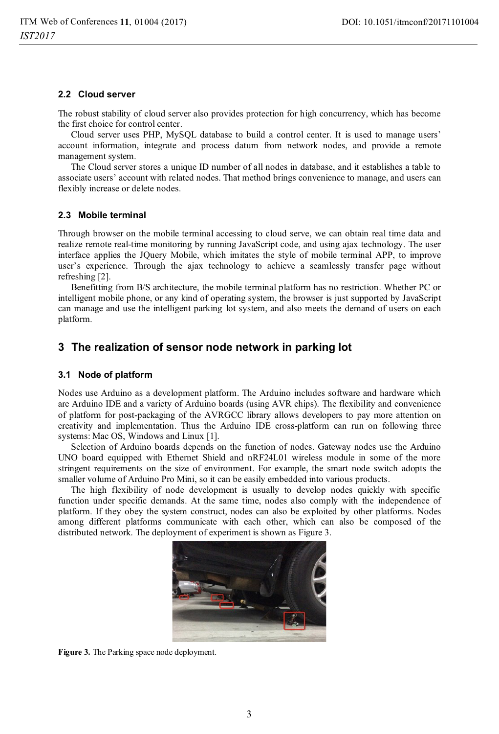### 2.2 Cloud server

The robust stability of cloud server also provides protection for high concurrency, which has become the first choice for control center.

Cloud server uses PHP, MySQL database to build a control center. It is used to manage users' account information, integrate and process datum from network nodes, and provide a remote management system.

The Cloud server stores a unique ID number of all nodes in database, and it establishes a table to associate users' account with related nodes. That method brings convenience to manage, and users can flexibly increase or delete nodes.

### 2.3 Mobile terminal

Through browser on the mobile terminal accessing to cloud serve, we can obtain real time data and realize remote real-time monitoring by running JavaScript code, and using ajax technology. The user interface applies the JQuery Mobile, which imitates the style of mobile terminal APP, to improve user's experience. Through the ajax technology to achieve a seamlessly transfer page without refreshing [2].

Benefitting from B/S architecture, the mobile terminal platform has no restriction. Whether PC or intelligent mobile phone, or any kind of operating system, the browser is just supported by JavaScript can manage and use the intelligent parking lot system, and also meets the demand of users on each platform.

## 3 The realization of sensor node network in parking lot

### 3.1 Node of platform

Nodes use Arduino as a development platform. The Arduino includes software and hardware which are Arduino IDE and a variety of Arduino boards (using AVR chips). The flexibility and convenience of platform for post-packaging of the AVRGCC library allows developers to pay more attention on creativity and implementation. Thus the Arduino IDE cross-platform can run on following three systems: Mac OS, Windows and Linux [1].

Selection of Arduino boards depends on the function of nodes. Gateway nodes use the Arduino UNO board equipped with Ethernet Shield and nRF24L01 wireless module in some of the more stringent requirements on the size of environment. For example, the smart node switch adopts the smaller volume of Arduino Pro Mini, so it can be easily embedded into various products.

The high flexibility of node development is usually to develop nodes quickly with specific function under specific demands. At the same time, nodes also comply with the independence of platform. If they obey the system construct, nodes can also be exploited by other platforms. Nodes among different platforms communicate with each other, which can also be composed of the distributed network. The deployment of experiment is shown as Figure 3.

**Figure 3.** The Parking space node deployment.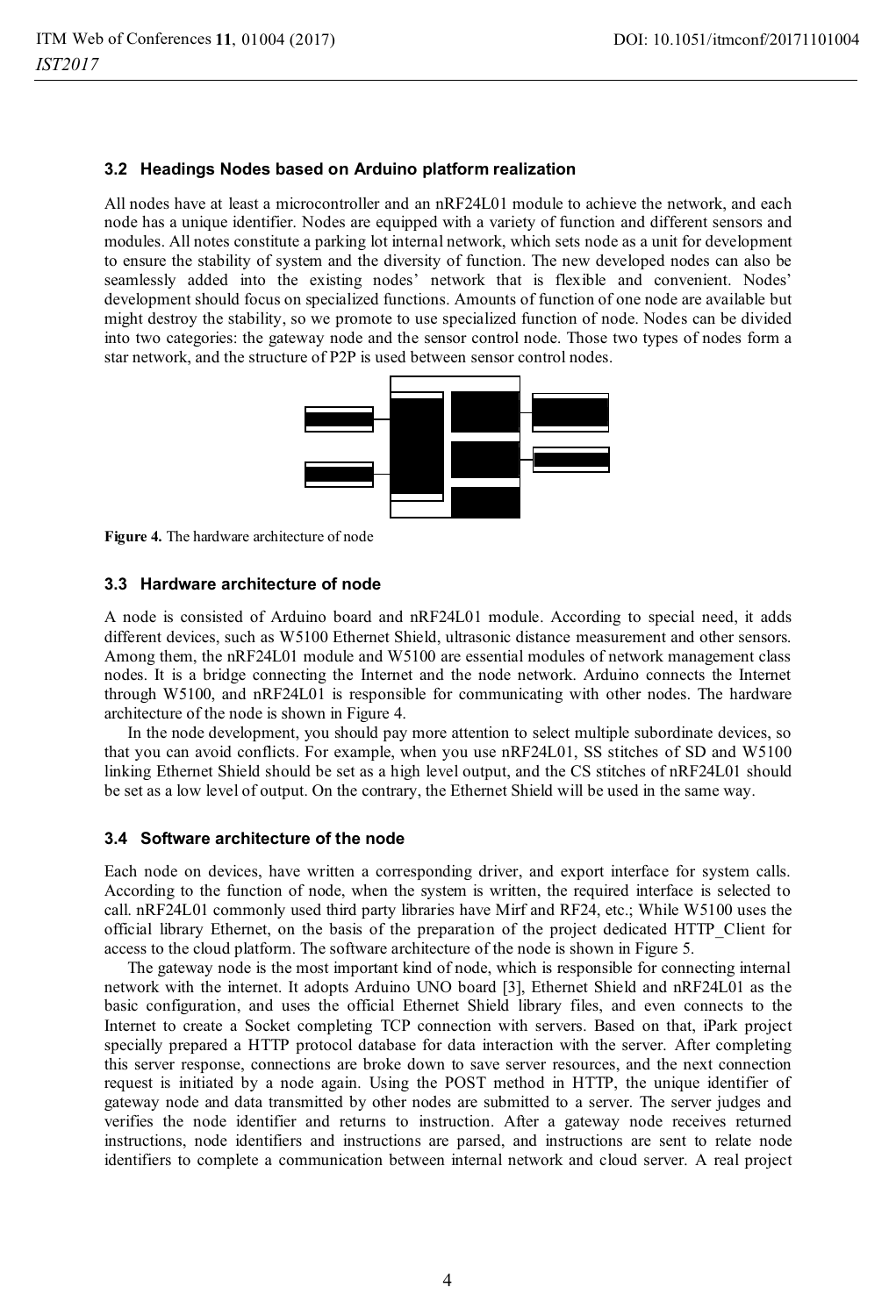### 3.2 Headings Nodes based on Arduino platform realization

All nodes have at least a microcontroller and an nRF24L01 module to achieve the network, and each node has a unique identifier. Nodes are equipped with a variety of function and different sensors and modules. All notes constitute a parking lot internal network, which sets node as a unit for development to ensure the stability of system and the diversity of function. The new developed nodes can also be seamlessly added into the existing nodes' network that is flexible and convenient. Nodes' development should focus on specialized functions. Amounts of function of one node are available but might destroy the stability, so we promote to use specialized function of node. Nodes can be divided into two categories: the gateway node and the sensor control node. Those two types of nodes form a star network, and the structure of P2P is used between sensor control nodes.

**Figure 4.** The hardware architecture of node

### 3.3 Hardware architecture of node

A node is consisted of Arduino board and nRF24L01 module. According to special need, it adds different devices, such as W5100 Ethernet Shield, ultrasonic distance measurement and other sensors. Among them, the nRF24L01 module and W5100 are essential modules of network management class nodes. It is a bridge connecting the Internet and the node network. Arduino connects the Internet through W5100, and nRF24L01 is responsible for communicating with other nodes. The hardware architecture of the node is shown in Figure 4.

In the node development, you should pay more attention to select multiple subordinate devices, so that you can avoid conflicts. For example, when you use nRF24L01, SS stitches of SD and W5100 linking Ethernet Shield should be set as a high level output, and the CS stitches of nRF24L01 should be set as a low level of output. On the contrary, the Ethernet Shield will be used in the same way.

### 3.4 Software architecture of the node

Each node on devices, have written a corresponding driver, and export interface for system calls. According to the function of node, when the system is written, the required interface is selected to call. nRF24L01 commonly used third party libraries have Mirf and RF24, etc.; While W5100 uses the official library Ethernet, on the basis of the preparation of the project dedicated HTTP_Client for access to the cloud platform. The software architecture of the node is shown in Figure 5.

The gateway node is the most important kind of node, which is responsible for connecting internal network with the internet. It adopts Arduino UNO board [3], Ethernet Shield and nRF24L01 as the basic configuration, and uses the official Ethernet Shield library files, and even connects to the Internet to create a Socket completing TCP connection with servers. Based on that, iPark project specially prepared a HTTP protocol database for data interaction with the server. After completing this server response, connections are broke down to save server resources, and the next connection request is initiated by a node again. Using the POST method in HTTP, the unique identifier of gateway node and data transmitted by other nodes are submitted to a server. The server judges and verifies the node identifier and returns to instruction. After a gateway node receives returned instructions, node identifiers and instructions are parsed, and instructions are sent to relate node identifiers to complete a communication between internal network and cloud server. A real project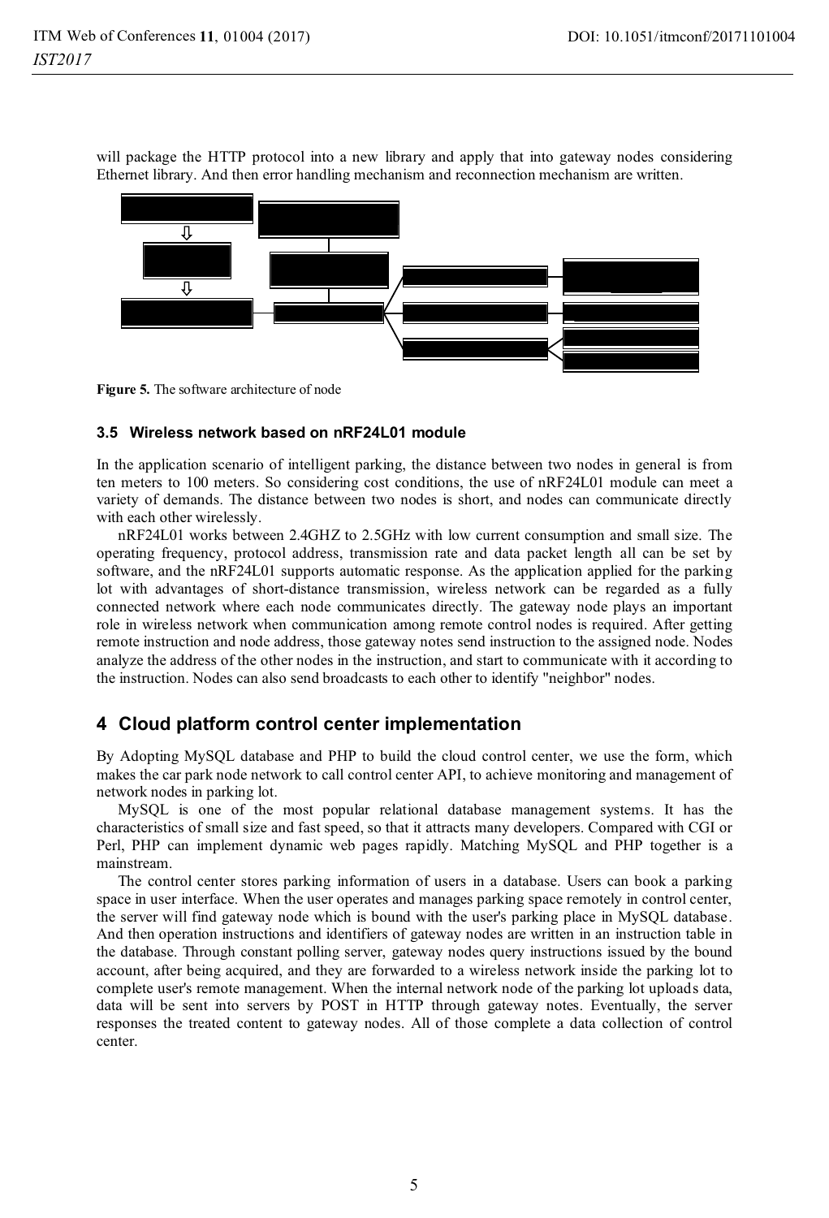will package the HTTP protocol into a new library and apply that into gateway nodes considering Ethernet library. And then error handling mechanism and reconnection mechanism are written.

Figure 5. The software architecture of node

### 3.5 Wireless network based on nRF24L01 module

In the application scenario of intelligent parking, the distance between two nodes in general is from ten meters to 100 meters. So considering cost conditions, the use of nRF24L01 module can meet a variety of demands. The distance between two nodes is short, and nodes can communicate directly with each other wirelessly.

nRF24L01 works between 2.4GHZ to 2.5GHz with low current consumption and small size. The operating frequency, protocol address, transmission rate and data packet length all can be set by software, and the nRF24L01 supports automatic response. As the application applied for the parking lot with advantages of short-distance transmission, wireless network can be regarded as a fully connected network where each node communicates directly. The gateway node plays an important role in wireless network when communication among remote control nodes is required. After getting remote instruction and node address, those gateway notes send instruction to the assigned node. Nodes analyze the address of the other nodes in the instruction, and start to communicate with it according to the instruction. Nodes can also send broadcasts to each other to identify "neighbor" nodes.

## 4 Cloud platform control center implementation

By Adopting MySQL database and PHP to build the cloud control center, we use the form, which makes the car park node network to call control center API, to achieve monitoring and management of network nodes in parking lot.

MySQL is one of the most popular relational database management systems. It has the characteristics of small size and fast speed, so that it attracts many developers. Compared with CGI or Perl, PHP can implement dynamic web pages rapidly. Matching MySQL and PHP together is a mainstream.

The control center stores parking information of users in a database. Users can book a parking space in user interface. When the user operates and manages parking space remotely in control center, the server will find gateway node which is bound with the user's parking place in MySQL database. And then operation instructions and identifiers of gateway nodes are written in an instruction table in the database. Through constant polling server, gateway nodes query instructions issued by the bound account, after being acquired, and they are forwarded to a wireless network inside the parking lot to complete user's remote management. When the internal network node of the parking lot uploads data, data will be sent into servers by POST in HTTP through gateway notes. Eventually, the server responses the treated content to gateway nodes. All of those complete a data collection of control center.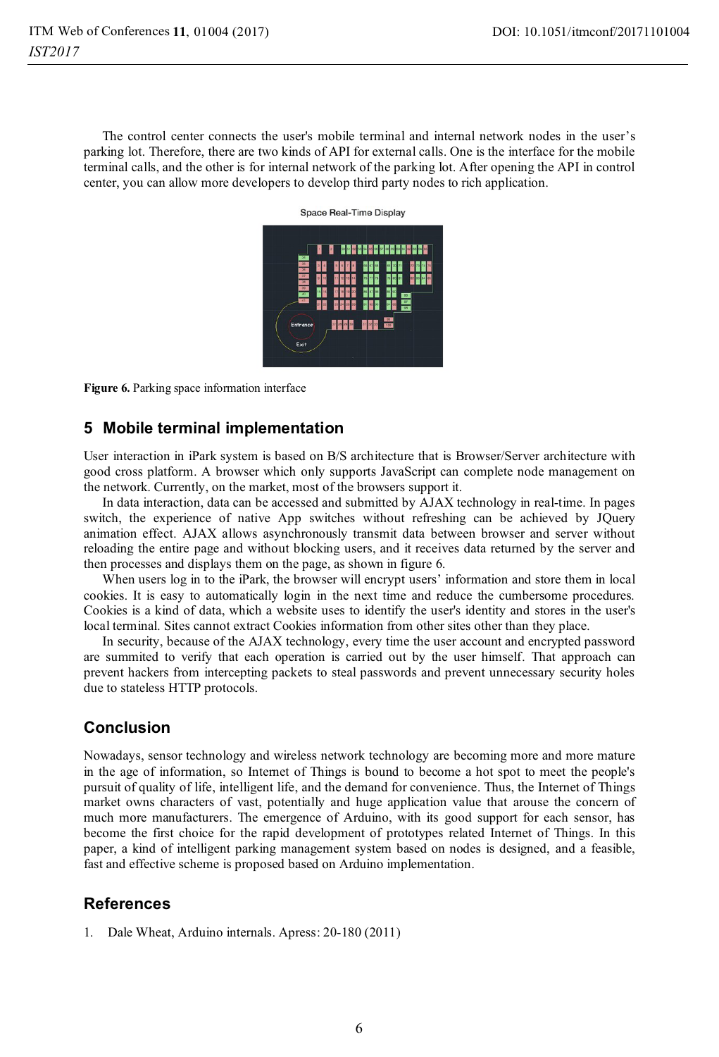The control center connects the user's mobile terminal and internal network nodes in the user's parking lot. Therefore, there are two kinds of API for external calls. One is the interface for the mobile terminal calls, and the other is for internal network of the parking lot. After opening the API in control center, you can allow more developers to develop third party nodes to rich application.

Space Real-Time Display

Entrance

Exit

**Figure 6.** Parking space information interface

## 5 Mobile terminal implementation

User interaction in iPark system is based on B/S architecture that is Browser/Server architecture with good cross platform. A browser which only supports JavaScript can complete node management on the network. Currently, on the market, most of the browsers support it.

In data interaction, data can be accessed and submitted by AJAX technology in real-time. In pages switch, the experience of native App switches without refreshing can be achieved by JQuery animation effect. AJAX allows asynchronously transmit data between browser and server without reloading the entire page and without blocking users, and it receives data returned by the server and then processes and displays them on the page, as shown in figure 6.

When users log in to the iPark, the browser will encrypt users' information and store them in local cookies. It is easy to automatically login in the next time and reduce the cumbersome procedures. Cookies is a kind of data, which a website uses to identify the user's identity and stores in the user's local terminal. Sites cannot extract Cookies information from other sites other than they place.

In security, because of the AJAX technology, every time the user account and encrypted password are summited to verify that each operation is carried out by the user himself. That approach can prevent hackers from intercepting packets to steal passwords and prevent unnecessary security holes due to stateless HTTP protocols.

## Conclusion

Nowadays, sensor technology and wireless network technology are becoming more and more mature in the age of information, so Internet of Things is bound to become a hot spot to meet the people's pursuit of quality of life, intelligent life, and the demand for convenience. Thus, the Internet of Things market owns characters of vast, potentially and huge application value that arouse the concern of much more manufacturers. The emergence of Arduino, with its good support for each sensor, has become the first choice for the rapid development of prototypes related Internet of Things. In this paper, a kind of intelligent parking management system based on nodes is designed, and a feasible, fast and effective scheme is proposed based on Arduino implementation.

## References

1. Dale Wheat, Arduino internals. Apress: 20-180 (2011)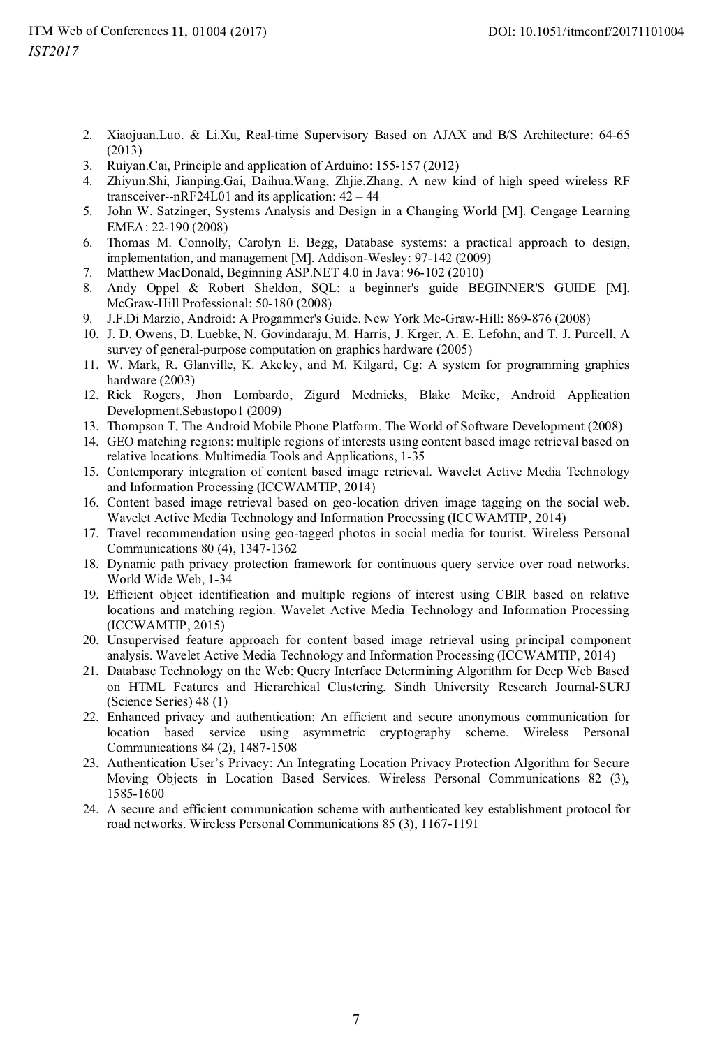2. Xiaojuan.Luo. & Li.Xu, Real-time Supervisory Based on AJAX and B/S Architecture: 64-65 (2013)
3. Ruiyan.Cai, Principle and application of Arduino: 155-157 (2012)
4. Zhiyun.Shi, Jianping.Gai, Daihua.Wang, Zhjie.Zhang, A new kind of high speed wireless RF transceiver--nRF24L01 and its application: 42 – 44
5. John W. Satzinger, Systems Analysis and Design in a Changing World [M]. Cengage Learning EMEA: 22-190 (2008)
6. Thomas M. Connolly, Carolyn E. Begg, Database systems: a practical approach to design, implementation, and management [M]. Addison-Wesley: 97-142 (2009)
7. Matthew MacDonald, Beginning ASP.NET 4.0 in Java: 96-102 (2010)
8. Andy Oppel & Robert Sheldon, SQL: a beginner's guide BEGINNER'S GUIDE [M]. McGraw-Hill Professional: 50-180 (2008)
9. J.F.Di Marzio, Android: A Progammer's Guide. New York Mc-Graw-Hill: 869-876 (2008)
10. J. D. Owens, D. Luebke, N. Govindaraju, M. Harris, J. Krger, A. E. Lefohn, and T. J. Purcell, A survey of general-purpose computation on graphics hardware (2005)
11. W. Mark, R. Glanville, K. Akeley, and M. Kilgard, Cg: A system for programming graphics hardware (2003)
12. Rick Rogers, Jhon Lombardo, Zigurd Mednieks, Blake Meike, Android Application Development.Sebastopo1 (2009)
13. Thompson T, The Android Mobile Phone Platform. The World of Software Development (2008)
14. GEO matching regions: multiple regions of interests using content based image retrieval based on relative locations. Multimedia Tools and Applications, 1-35
15. Contemporary integration of content based image retrieval. Wavelet Active Media Technology and Information Processing (ICCWAMTIP, 2014)
16. Content based image retrieval based on geo-location driven image tagging on the social web. Wavelet Active Media Technology and Information Processing (ICCWAMTIP, 2014)
17. Travel recommendation using geo-tagged photos in social media for tourist. Wireless Personal Communications 80 (4), 1347-1362
18. Dynamic path privacy protection framework for continuous query service over road networks. World Wide Web, 1-34
19. Efficient object identification and multiple regions of interest using CBIR based on relative locations and matching region. Wavelet Active Media Technology and Information Processing (ICCWAMTIP, 2015)
20. Unsupervised feature approach for content based image retrieval using principal component analysis. Wavelet Active Media Technology and Information Processing (ICCWAMTIP, 2014)
21. Database Technology on the Web: Query Interface Determining Algorithm for Deep Web Based on HTML Features and Hierarchical Clustering. Sindh University Research Journal-SURJ (Science Series) 48 (1)
22. Enhanced privacy and authentication: An efficient and secure anonymous communication for location based service using asymmetric cryptography scheme. Wireless Personal Communications 84 (2), 1487-1508
23. Authentication User's Privacy: An Integrating Location Privacy Protection Algorithm for Secure Moving Objects in Location Based Services. Wireless Personal Communications 82 (3), 1585-1600
24. A secure and efficient communication scheme with authenticated key establishment protocol for road networks. Wireless Personal Communications 85 (3), 1167-1191